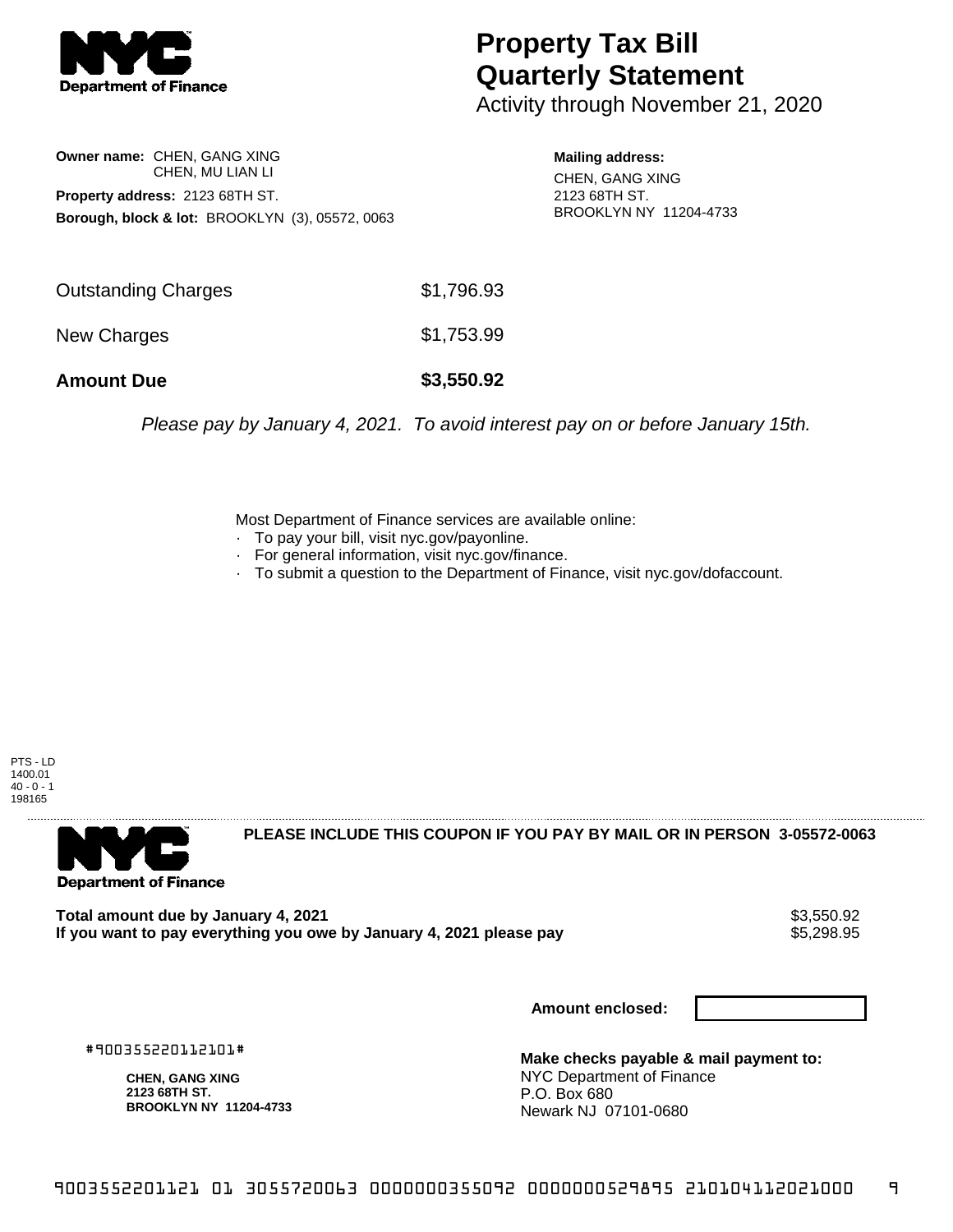# Property Tax Bill Quarterly Statement

Activity through November 21, 2020

**Owner name:** CHEN, GANG XING
CHEN, MU LIAN LI

**Property address:** 2123 68TH ST.

**Borough, block & lot:** BROOKLYN (3), 05572, 0063

**Mailing address:**
CHEN, GANG XING
2123 68TH ST.
BROOKLYN NY 11204-4733

| | |
|---|---|
| Outstanding Charges | $1,796.93 |
| New Charges | $1,753.99 |
| **Amount Due** | **$3,550.92** |

*Please pay by January 4, 2021. To avoid interest pay on or before January 15th.*

Most Department of Finance services are available online:

- To pay your bill, visit nyc.gov/payonline.
- For general information, visit nyc.gov/finance.
- To submit a question to the Department of Finance, visit nyc.gov/dofaccount.

PTS - LD
1400.01
40 - 0 - 1
198165

**PLEASE INCLUDE THIS COUPON IF YOU PAY BY MAIL OR IN PERSON 3-05572-0063**

| | |
|---|---|
| **Total amount due by January 4, 2021** | $3,550.92 |
| **If you want to pay everything you owe by January 4, 2021 please pay** | $5,298.95 |

**Amount enclosed:**

#900355220112101#

**CHEN, GANG XING**
**2123 68TH ST.**
**BROOKLYN NY 11204-4733**

**Make checks payable & mail payment to:**
NYC Department of Finance
P.O. Box 680
Newark NJ 07101-0680

9003552201121 01 3055720063 0000000355092 0000000529895 210104112021000 9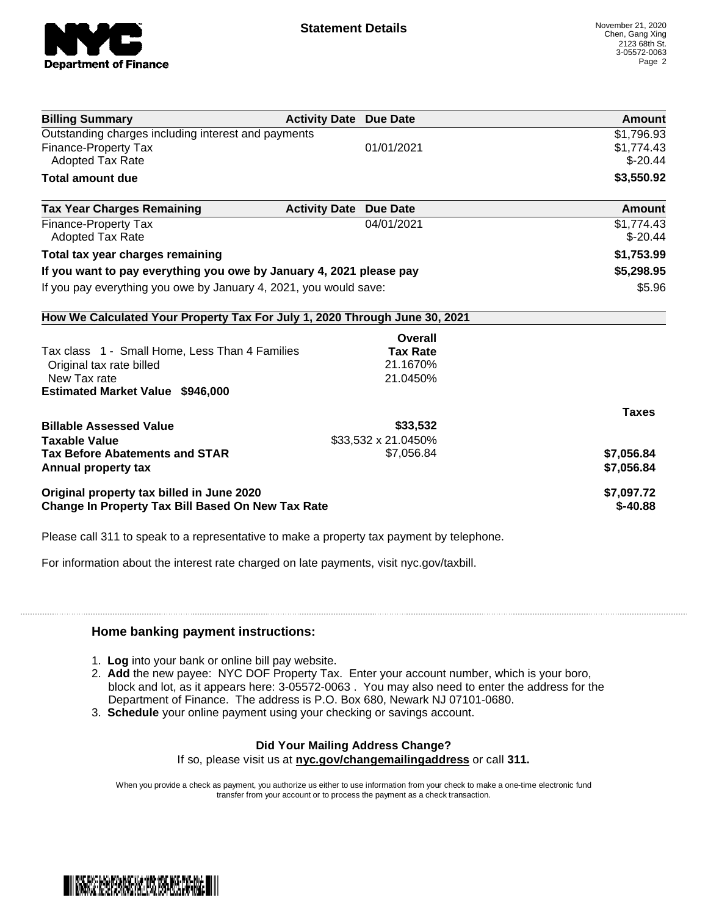## Statement Details

November 21, 2020
Chen, Gang Xing
2123 68th St.
3-05572-0063

| Billing Summary | Activity Date | Due Date | Amount |
|---|---|---|---|
| Outstanding charges including interest and payments | | | $1,796.93 |
| Finance-Property Tax | | 01/01/2021 | $1,774.43 |
| Adopted Tax Rate | | | $-20.44 |
| **Total amount due** | | | **$3,550.92** |

| Tax Year Charges Remaining | Activity Date | Due Date | Amount |
|---|---|---|---|
| Finance-Property Tax | | 04/01/2021 | $1,774.43 |
| Adopted Tax Rate | | | $-20.44 |
| **Total tax year charges remaining** | | | **$1,753.99** |
| **If you want to pay everything you owe by January 4, 2021 please pay** | | | **$5,298.95** |
| If you pay everything you owe by January 4, 2021, you would save: | | | $5.96 |

**How We Calculated Your Property Tax For July 1, 2020 Through June 30, 2021**

| | Overall Tax Rate | Taxes |
|---|---|---|
| Tax class 1 - Small Home, Less Than 4 Families | | |
| Original tax rate billed | 21.1670% | |
| New Tax rate | 21.0450% | |
| **Estimated Market Value $946,000** | | |
| **Billable Assessed Value** | **$33,532** | |
| **Taxable Value** | $33,532 x 21.0450% | |
| **Tax Before Abatements and STAR** | $7,056.84 | **$7,056.84** |
| **Annual property tax** | | **$7,056.84** |
| **Original property tax billed in June 2020** | | **$7,097.72** |
| **Change In Property Tax Bill Based On New Tax Rate** | | **$-40.88** |

Please call 311 to speak to a representative to make a property tax payment by telephone.

For information about the interest rate charged on late payments, visit nyc.gov/taxbill.

### Home banking payment instructions:

1. **Log** into your bank or online bill pay website.
2. **Add** the new payee: NYC DOF Property Tax. Enter your account number, which is your boro, block and lot, as it appears here: 3-05572-0063 . You may also need to enter the address for the Department of Finance. The address is P.O. Box 680, Newark NJ 07101-0680.
3. **Schedule** your online payment using your checking or savings account.

**Did Your Mailing Address Change?**
If so, please visit us at **nyc.gov/changemailingaddress** or call **311.**

When you provide a check as payment, you authorize us either to use information from your check to make a one-time electronic fund transfer from your account or to process the payment as a check transaction.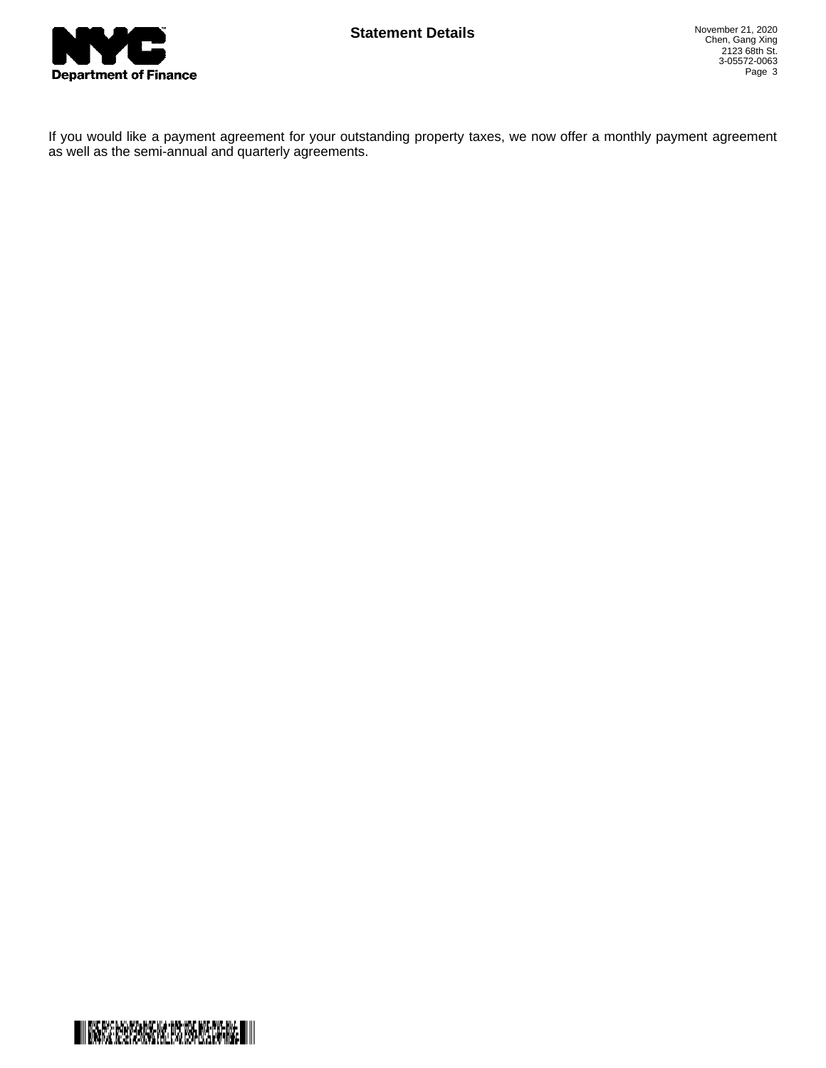If you would like a payment agreement for your outstanding property taxes, we now offer a monthly payment agreement as well as the semi-annual and quarterly agreements.